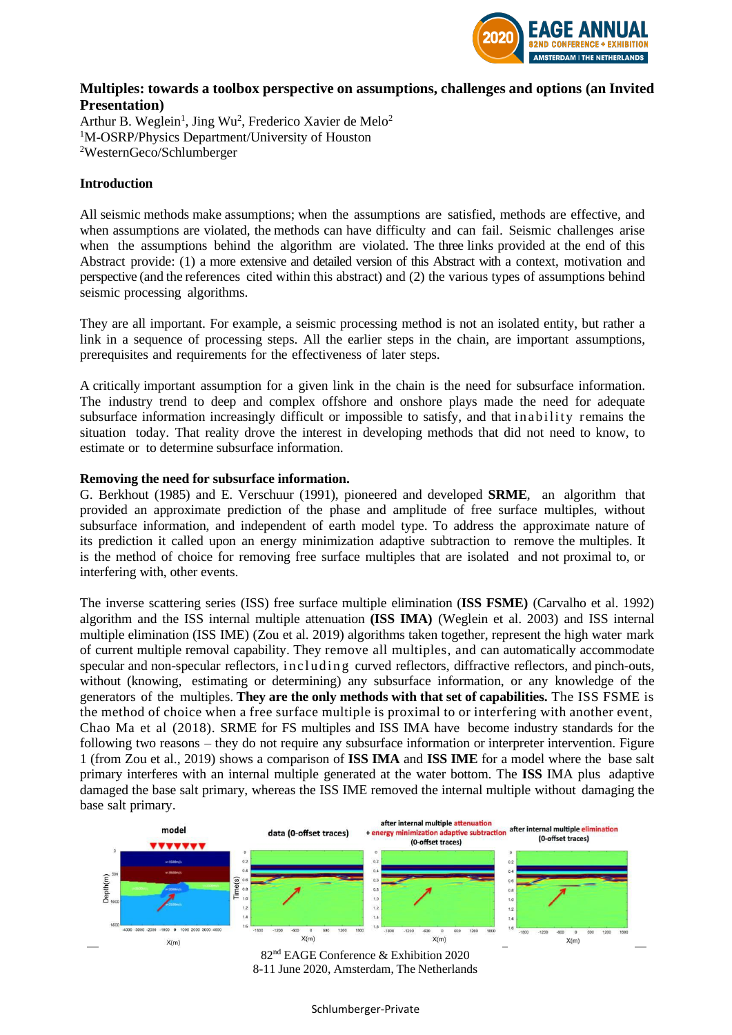# Multiples: towards a toolbox perspective on assumptions, challenges and options (an Invited Presentation)

Arthur B. Weglein[1], Jing Wu[2], Frederico Xavier de Melo[2]
[1]M-OSRP/Physics Department/University of Houston
[2]WesternGeco/Schlumberger

## Introduction

All seismic methods make assumptions; when the assumptions are satisfied, methods are effective, and when assumptions are violated, the methods can have difficulty and can fail. Seismic challenges arise when the assumptions behind the algorithm are violated. The three links provided at the end of this Abstract provide: (1) a more extensive and detailed version of this Abstract with a context, motivation and perspective (and the references cited within this abstract) and (2) the various types of assumptions behind seismic processing algorithms.

They are all important. For example, a seismic processing method is not an isolated entity, but rather a link in a sequence of processing steps. All the earlier steps in the chain, are important assumptions, prerequisites and requirements for the effectiveness of later steps.

A critically important assumption for a given link in the chain is the need for subsurface information. The industry trend to deep and complex offshore and onshore plays made the need for adequate subsurface information increasingly difficult or impossible to satisfy, and that inability remains the situation today. That reality drove the interest in developing methods that did not need to know, to estimate or to determine subsurface information.

## Removing the need for subsurface information.

G. Berkhout (1985) and E. Verschuur (1991), pioneered and developed **SRME**, an algorithm that provided an approximate prediction of the phase and amplitude of free surface multiples, without subsurface information, and independent of earth model type. To address the approximate nature of its prediction it called upon an energy minimization adaptive subtraction to remove the multiples. It is the method of choice for removing free surface multiples that are isolated and not proximal to, or interfering with, other events.

The inverse scattering series (ISS) free surface multiple elimination (**ISS FSME)** (Carvalho et al. 1992) algorithm and the ISS internal multiple attenuation **(ISS IMA)** (Weglein et al. 2003) and ISS internal multiple elimination (ISS IME) (Zou et al. 2019) algorithms taken together, represent the high water mark of current multiple removal capability. They remove all multiples, and can automatically accommodate specular and non-specular reflectors, including curved reflectors, diffractive reflectors, and pinch-outs, without (knowing, estimating or determining) any subsurface information, or any knowledge of the generators of the multiples. **They are the only methods with that set of capabilities.** The ISS FSME is the method of choice when a free surface multiple is proximal to or interfering with another event, Chao Ma et al (2018). SRME for FS multiples and ISS IMA have become industry standards for the following two reasons – they do not require any subsurface information or interpreter intervention. Figure 1 (from Zou et al., 2019) shows a comparison of **ISS IMA** and **ISS IME** for a model where the base salt primary interferes with an internal multiple generated at the water bottom. The **ISS** IMA plus adaptive damaged the base salt primary, whereas the ISS IME removed the internal multiple without damaging the base salt primary.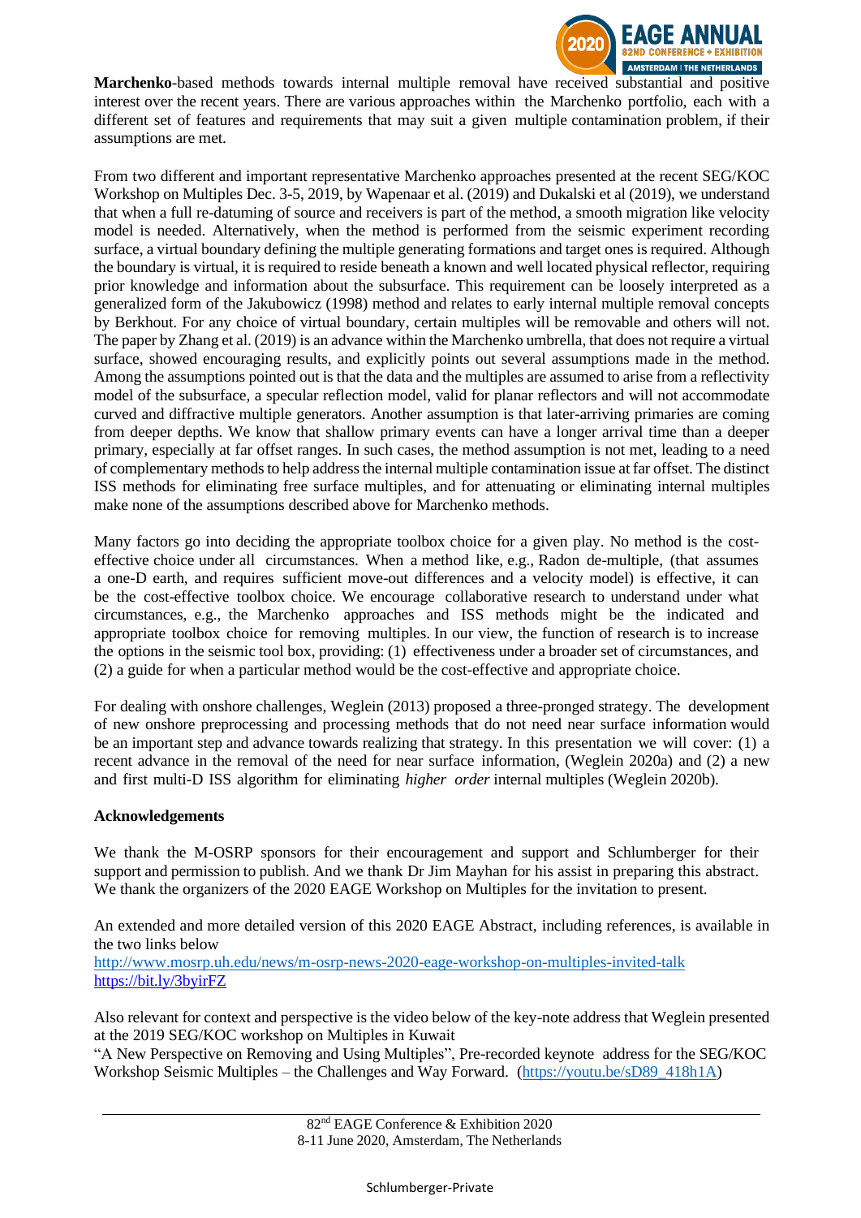**Marchenko**-based methods towards internal multiple removal have received substantial and positive interest over the recent years. There are various approaches within the Marchenko portfolio, each with a different set of features and requirements that may suit a given multiple contamination problem, if their assumptions are met.

From two different and important representative Marchenko approaches presented at the recent SEG/KOC Workshop on Multiples Dec. 3-5, 2019, by Wapenaar et al. (2019) and Dukalski et al (2019), we understand that when a full re-datuming of source and receivers is part of the method, a smooth migration like velocity model is needed. Alternatively, when the method is performed from the seismic experiment recording surface, a virtual boundary defining the multiple generating formations and target ones is required. Although the boundary is virtual, it is required to reside beneath a known and well located physical reflector, requiring prior knowledge and information about the subsurface. This requirement can be loosely interpreted as a generalized form of the Jakubowicz (1998) method and relates to early internal multiple removal concepts by Berkhout. For any choice of virtual boundary, certain multiples will be removable and others will not. The paper by Zhang et al. (2019) is an advance within the Marchenko umbrella, that does not require a virtual surface, showed encouraging results, and explicitly points out several assumptions made in the method. Among the assumptions pointed out is that the data and the multiples are assumed to arise from a reflectivity model of the subsurface, a specular reflection model, valid for planar reflectors and will not accommodate curved and diffractive multiple generators. Another assumption is that later-arriving primaries are coming from deeper depths. We know that shallow primary events can have a longer arrival time than a deeper primary, especially at far offset ranges. In such cases, the method assumption is not met, leading to a need of complementary methods to help address the internal multiple contamination issue at far offset. The distinct ISS methods for eliminating free surface multiples, and for attenuating or eliminating internal multiples make none of the assumptions described above for Marchenko methods.

Many factors go into deciding the appropriate toolbox choice for a given play. No method is the cost-effective choice under all circumstances. When a method like, e.g., Radon de-multiple, (that assumes a one-D earth, and requires sufficient move-out differences and a velocity model) is effective, it can be the cost-effective toolbox choice. We encourage collaborative research to understand under what circumstances, e.g., the Marchenko approaches and ISS methods might be the indicated and appropriate toolbox choice for removing multiples. In our view, the function of research is to increase the options in the seismic tool box, providing: (1) effectiveness under a broader set of circumstances, and (2) a guide for when a particular method would be the cost-effective and appropriate choice.

For dealing with onshore challenges, Weglein (2013) proposed a three-pronged strategy. The development of new onshore preprocessing and processing methods that do not need near surface information would be an important step and advance towards realizing that strategy. In this presentation we will cover: (1) a recent advance in the removal of the need for near surface information, (Weglein 2020a) and (2) a new and first multi-D ISS algorithm for eliminating *higher order* internal multiples (Weglein 2020b).

**Acknowledgements**

We thank the M-OSRP sponsors for their encouragement and support and Schlumberger for their support and permission to publish. And we thank Dr Jim Mayhan for his assist in preparing this abstract. We thank the organizers of the 2020 EAGE Workshop on Multiples for the invitation to present.

An extended and more detailed version of this 2020 EAGE Abstract, including references, is available in the two links below
http://www.mosrp.uh.edu/news/m-osrp-news-2020-eage-workshop-on-multiples-invited-talk
https://bit.ly/3byirFZ

Also relevant for context and perspective is the video below of the key-note address that Weglein presented at the 2019 SEG/KOC workshop on Multiples in Kuwait
"A New Perspective on Removing and Using Multiples", Pre-recorded keynote address for the SEG/KOC Workshop Seismic Multiples – the Challenges and Way Forward. (https://youtu.be/sD89_418h1A)